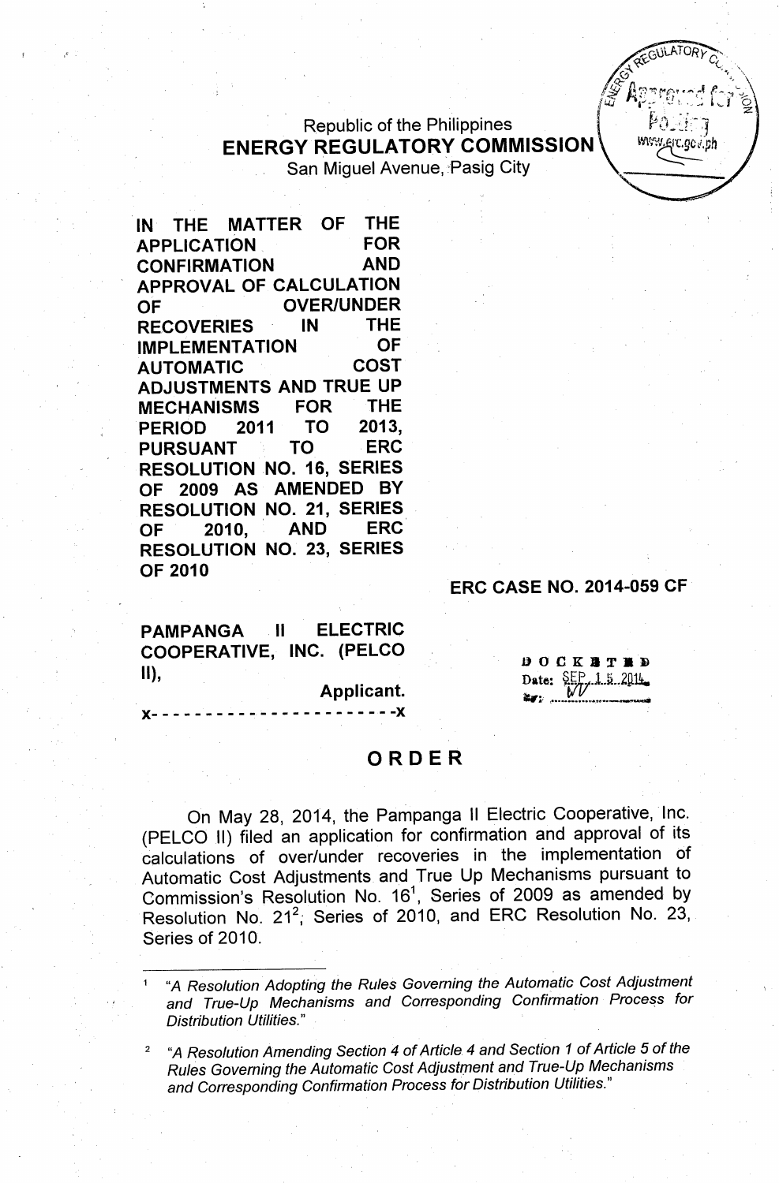Republic of the Philippines
**ENERGY REGULATORY COMMISSION**
San Miguel Avenue, Pasig City

**IN THE MATTER OF THE APPLICATION FOR CONFIRMATION AND APPROVAL OF CALCULATION OF OVER/UNDER RECOVERIES IN THE IMPLEMENTATION OF AUTOMATIC COST ADJUSTMENTS AND TRUE UP MECHANISMS FOR THE PERIOD 2011 TO 2013, PURSUANT TO ERC RESOLUTION NO. 16, SERIES OF 2009 AS AMENDED BY RESOLUTION NO. 21, SERIES OF 2010, AND ERC RESOLUTION NO. 23, SERIES OF 2010**

**ERC CASE NO. 2014-059 CF**

**PAMPANGA II ELECTRIC COOPERATIVE, INC. (PELCO II),**
**Applicant.**
x- - - - - - - - - - - - - - - - - - - - - - -x

DOCKETED
Date: SEP 15 2014

# ORDER

On May 28, 2014, the Pampanga II Electric Cooperative, Inc. (PELCO II) filed an application for confirmation and approval of its calculations of over/under recoveries in the implementation of Automatic Cost Adjustments and True Up Mechanisms pursuant to Commission's Resolution No. 16[1], Series of 2009 as amended by Resolution No. 21[2], Series of 2010, and ERC Resolution No. 23, Series of 2010.

---

[1] *"A Resolution Adopting the Rules Governing the Automatic Cost Adjustment and True-Up Mechanisms and Corresponding Confirmation Process for Distribution Utilities."*

[2] *"A Resolution Amending Section 4 of Article 4 and Section 1 of Article 5 of the Rules Governing the Automatic Cost Adjustment and True-Up Mechanisms and Corresponding Confirmation Process for Distribution Utilities."*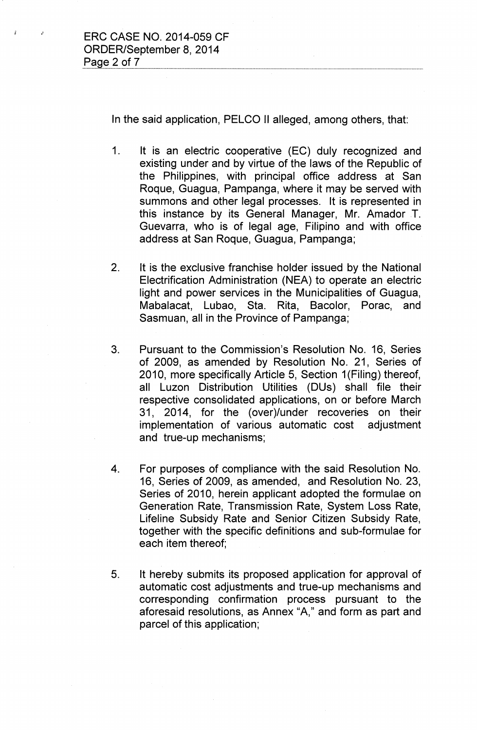In the said application, PELCO II alleged, among others, that:

1. It is an electric cooperative (EC) duly recognized and existing under and by virtue of the laws of the Republic of the Philippines, with principal office address at San Roque, Guagua, Pampanga, where it may be served with summons and other legal processes. It is represented in this instance by its General Manager, Mr. Amador T. Guevarra, who is of legal age, Filipino and with office address at San Roque, Guagua, Pampanga;

2. It is the exclusive franchise holder issued by the National Electrification Administration (NEA) to operate an electric light and power services in the Municipalities of Guagua, Mabalacat, Lubao, Sta. Rita, Bacolor, Porac, and Sasmuan, all in the Province of Pampanga;

3. Pursuant to the Commission's Resolution No. 16, Series of 2009, as amended by Resolution No. 21, Series of 2010, more specifically Article 5, Section 1(Filing) thereof, all Luzon Distribution Utilities (DUs) shall file their respective consolidated applications, on or before March 31, 2014, for the (over)/under recoveries on their implementation of various automatic cost adjustment and true-up mechanisms;

4. For purposes of compliance with the said Resolution No. 16, Series of 2009, as amended, and Resolution No. 23, Series of 2010, herein applicant adopted the formulae on Generation Rate, Transmission Rate, System Loss Rate, Lifeline Subsidy Rate and Senior Citizen Subsidy Rate, together with the specific definitions and sub-formulae for each item thereof;

5. It hereby submits its proposed application for approval of automatic cost adjustments and true-up mechanisms and corresponding confirmation process pursuant to the aforesaid resolutions, as Annex "A," and form as part and parcel of this application;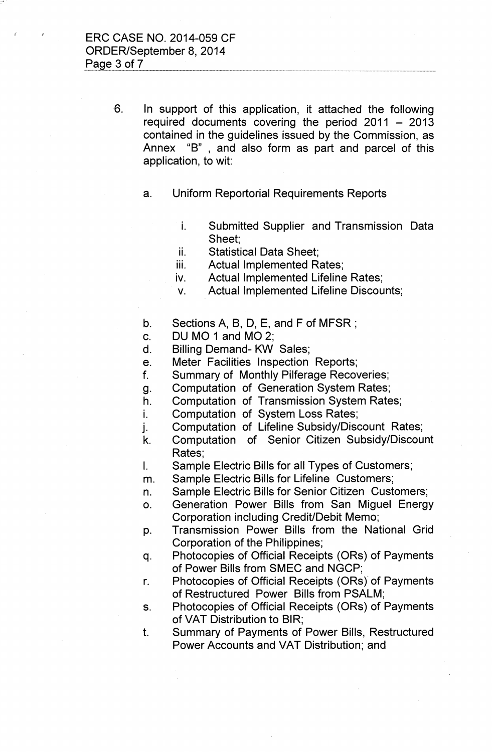6. In support of this application, it attached the following required documents covering the period 2011 – 2013 contained in the guidelines issued by the Commission, as Annex "B" , and also form as part and parcel of this application, to wit:

   a. Uniform Reportorial Requirements Reports

      i. Submitted Supplier and Transmission Data Sheet;
      ii. Statistical Data Sheet;
      iii. Actual Implemented Rates;
      iv. Actual Implemented Lifeline Rates;
      v. Actual Implemented Lifeline Discounts;

   b. Sections A, B, D, E, and F of MFSR ;
   c. DU MO 1 and MO 2;
   d. Billing Demand- KW Sales;
   e. Meter Facilities Inspection Reports;
   f. Summary of Monthly Pilferage Recoveries;
   g. Computation of Generation System Rates;
   h. Computation of Transmission System Rates;
   i. Computation of System Loss Rates;
   j. Computation of Lifeline Subsidy/Discount Rates;
   k. Computation of Senior Citizen Subsidy/Discount Rates;
   l. Sample Electric Bills for all Types of Customers;
   m. Sample Electric Bills for Lifeline Customers;
   n. Sample Electric Bills for Senior Citizen Customers;
   o. Generation Power Bills from San Miguel Energy Corporation including Credit/Debit Memo;
   p. Transmission Power Bills from the National Grid Corporation of the Philippines;
   q. Photocopies of Official Receipts (ORs) of Payments of Power Bills from SMEC and NGCP;
   r. Photocopies of Official Receipts (ORs) of Payments of Restructured Power Bills from PSALM;
   s. Photocopies of Official Receipts (ORs) of Payments of VAT Distribution to BIR;
   t. Summary of Payments of Power Bills, Restructured Power Accounts and VAT Distribution; and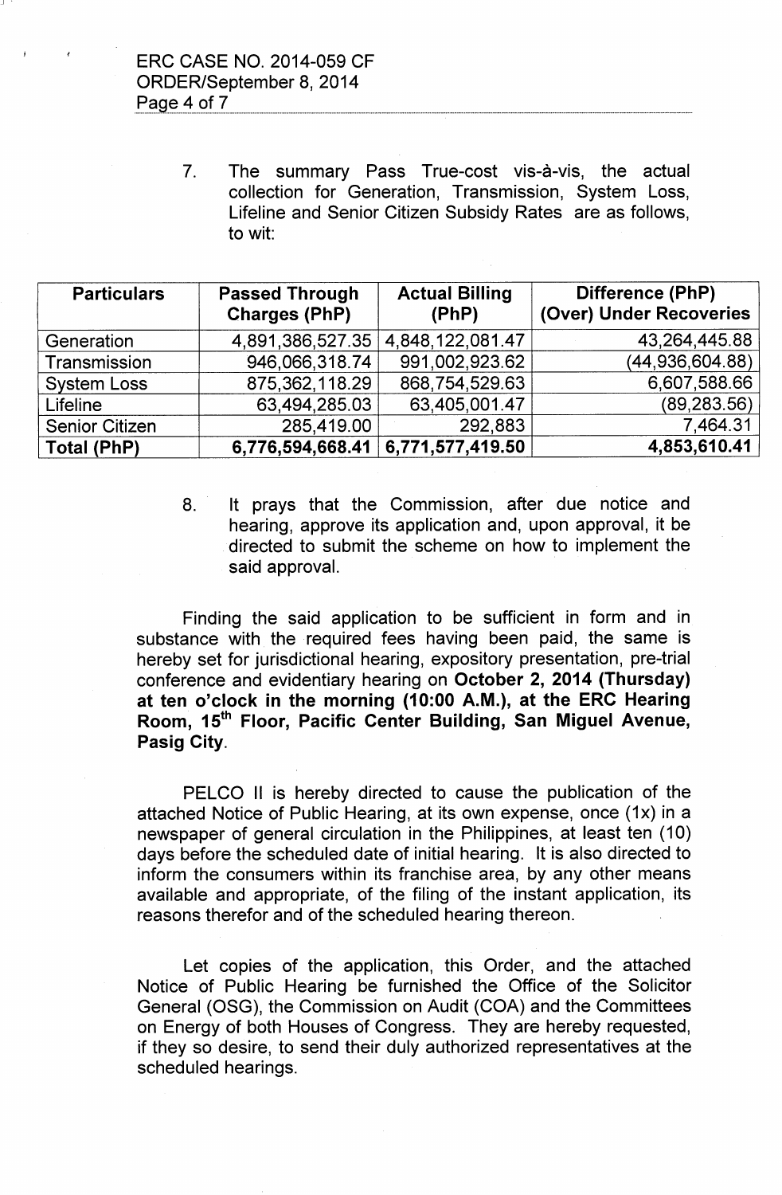7. The summary Pass True-cost vis-à-vis, the actual collection for Generation, Transmission, System Loss, Lifeline and Senior Citizen Subsidy Rates are as follows, to wit:

| Particulars | Passed Through Charges (PhP) | Actual Billing (PhP) | Difference (PhP) (Over) Under Recoveries |
|---|---|---|---|
| Generation | 4,891,386,527.35 | 4,848,122,081.47 | 43,264,445.88 |
| Transmission | 946,066,318.74 | 991,002,923.62 | (44,936,604.88) |
| System Loss | 875,362,118.29 | 868,754,529.63 | 6,607,588.66 |
| Lifeline | 63,494,285.03 | 63,405,001.47 | (89,283.56) |
| Senior Citizen | 285,419.00 | 292,883 | 7,464.31 |
| **Total (PhP)** | **6,776,594,668.41** | **6,771,577,419.50** | **4,853,610.41** |

8. It prays that the Commission, after due notice and hearing, approve its application and, upon approval, it be directed to submit the scheme on how to implement the said approval.

Finding the said application to be sufficient in form and in substance with the required fees having been paid, the same is hereby set for jurisdictional hearing, expository presentation, pre-trial conference and evidentiary hearing on **October 2, 2014 (Thursday) at ten o'clock in the morning (10:00 A.M.), at the ERC Hearing Room, 15th Floor, Pacific Center Building, San Miguel Avenue, Pasig City**.

PELCO II is hereby directed to cause the publication of the attached Notice of Public Hearing, at its own expense, once (1x) in a newspaper of general circulation in the Philippines, at least ten (10) days before the scheduled date of initial hearing. It is also directed to inform the consumers within its franchise area, by any other means available and appropriate, of the filing of the instant application, its reasons therefor and of the scheduled hearing thereon.

Let copies of the application, this Order, and the attached Notice of Public Hearing be furnished the Office of the Solicitor General (OSG), the Commission on Audit (COA) and the Committees on Energy of both Houses of Congress. They are hereby requested, if they so desire, to send their duly authorized representatives at the scheduled hearings.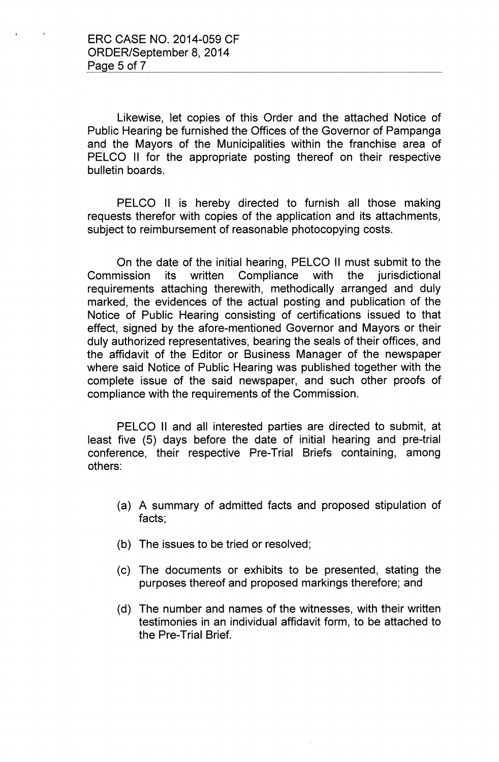Likewise, let copies of this Order and the attached Notice of Public Hearing be furnished the Offices of the Governor of Pampanga and the Mayors of the Municipalities within the franchise area of PELCO II for the appropriate posting thereof on their respective bulletin boards.

PELCO II is hereby directed to furnish all those making requests therefor with copies of the application and its attachments, subject to reimbursement of reasonable photocopying costs.

On the date of the initial hearing, PELCO II must submit to the Commission its written Compliance with the jurisdictional requirements attaching therewith, methodically arranged and duly marked, the evidences of the actual posting and publication of the Notice of Public Hearing consisting of certifications issued to that effect, signed by the afore-mentioned Governor and Mayors or their duly authorized representatives, bearing the seals of their offices, and the affidavit of the Editor or Business Manager of the newspaper where said Notice of Public Hearing was published together with the complete issue of the said newspaper, and such other proofs of compliance with the requirements of the Commission.

PELCO II and all interested parties are directed to submit, at least five (5) days before the date of initial hearing and pre-trial conference, their respective Pre-Trial Briefs containing, among others:

(a) A summary of admitted facts and proposed stipulation of facts;

(b) The issues to be tried or resolved;

(c) The documents or exhibits to be presented, stating the purposes thereof and proposed markings therefore; and

(d) The number and names of the witnesses, with their written testimonies in an individual affidavit form, to be attached to the Pre-Trial Brief.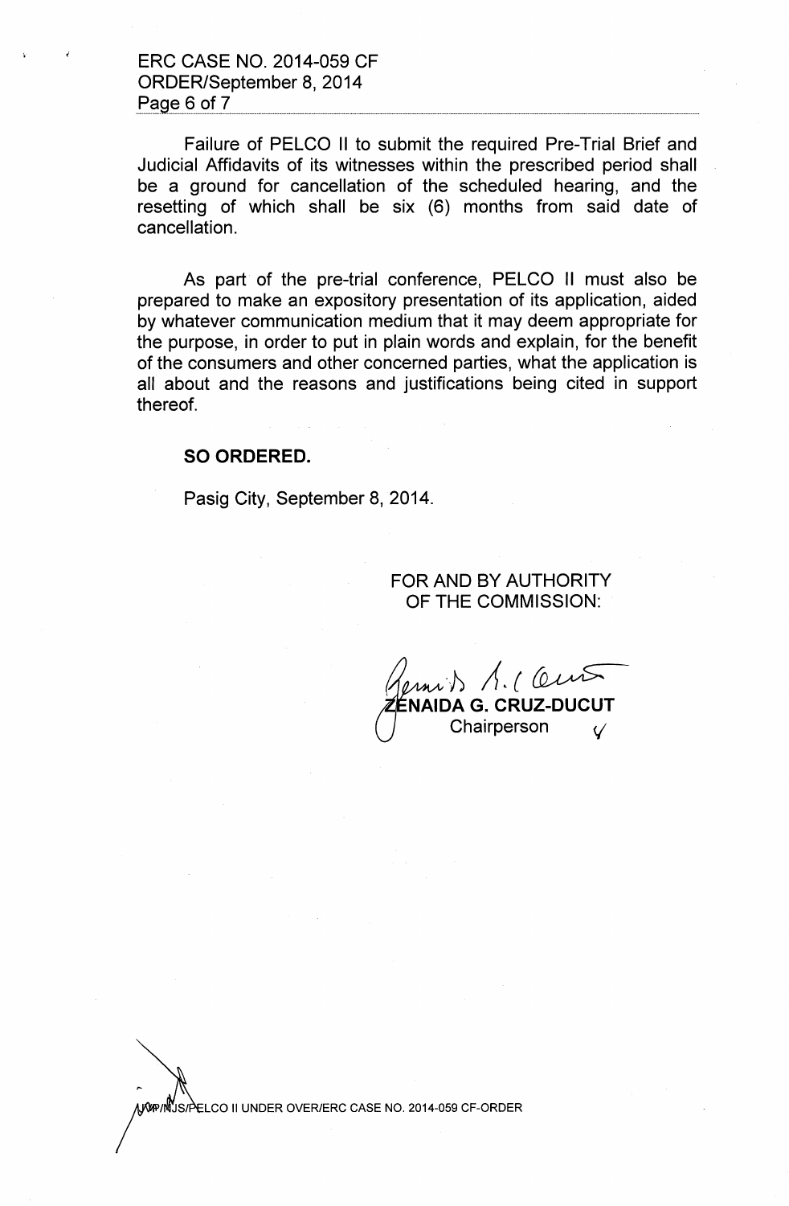Failure of PELCO II to submit the required Pre-Trial Brief and Judicial Affidavits of its witnesses within the prescribed period shall be a ground for cancellation of the scheduled hearing, and the resetting of which shall be six (6) months from said date of cancellation.

As part of the pre-trial conference, PELCO II must also be prepared to make an expository presentation of its application, aided by whatever communication medium that it may deem appropriate for the purpose, in order to put in plain words and explain, for the benefit of the consumers and other concerned parties, what the application is all about and the reasons and justifications being cited in support thereof.

**SO ORDERED.**

Pasig City, September 8, 2014.

FOR AND BY AUTHORITY
OF THE COMMISSION:

**ZENAIDA G. CRUZ-DUCUT**
Chairperson

JVP/NJS/PELCO II UNDER OVER/ERC CASE NO. 2014-059 CF-ORDER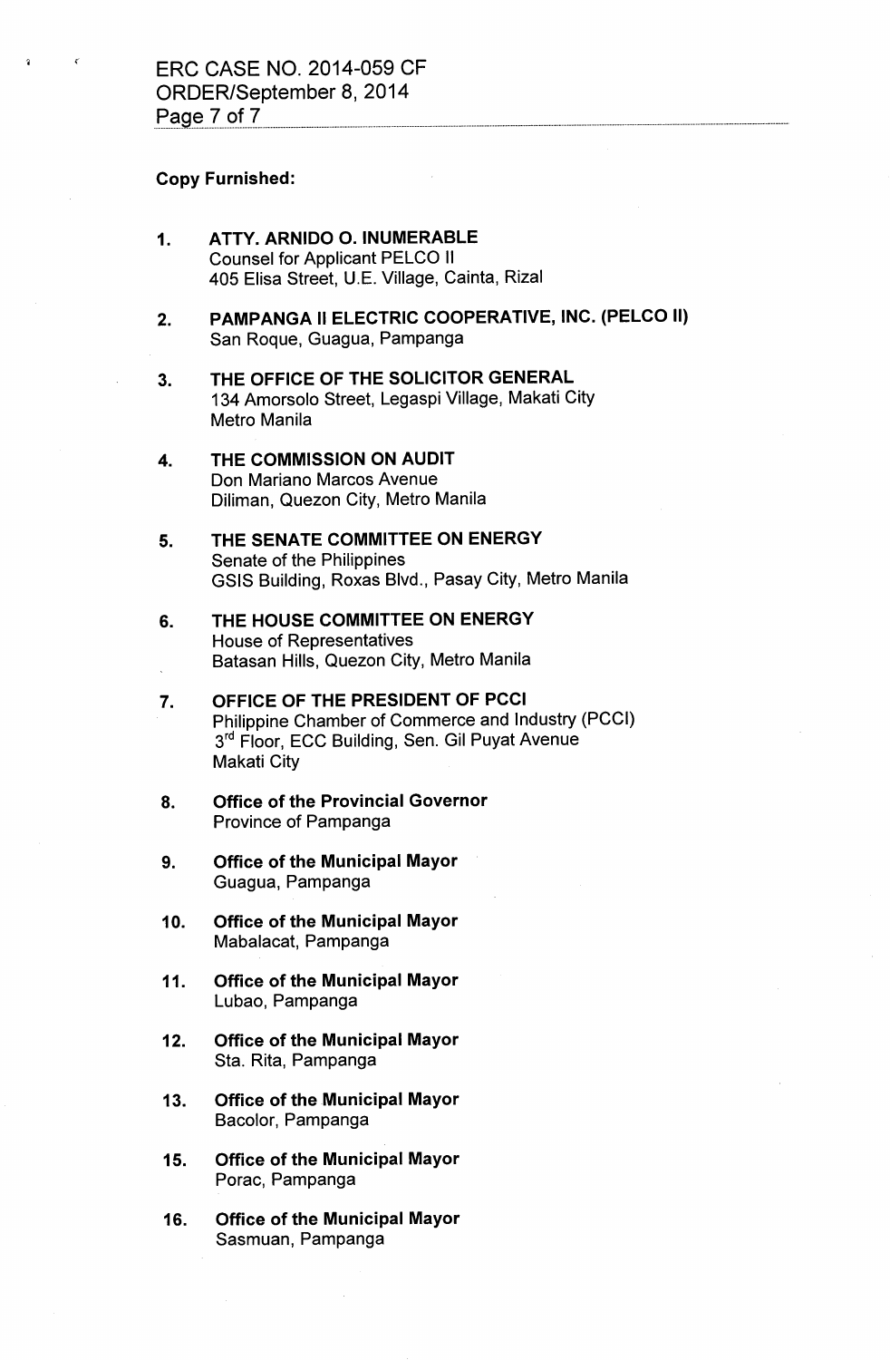**Copy Furnished:**

1. **ATTY. ARNIDO O. INUMERABLE**
   Counsel for Applicant PELCO II
   405 Elisa Street, U.E. Village, Cainta, Rizal

2. **PAMPANGA II ELECTRIC COOPERATIVE, INC. (PELCO II)**
   San Roque, Guagua, Pampanga

3. **THE OFFICE OF THE SOLICITOR GENERAL**
   134 Amorsolo Street, Legaspi Village, Makati City
   Metro Manila

4. **THE COMMISSION ON AUDIT**
   Don Mariano Marcos Avenue
   Diliman, Quezon City, Metro Manila

5. **THE SENATE COMMITTEE ON ENERGY**
   Senate of the Philippines
   GSIS Building, Roxas Blvd., Pasay City, Metro Manila

6. **THE HOUSE COMMITTEE ON ENERGY**
   House of Representatives
   Batasan Hills, Quezon City, Metro Manila

7. **OFFICE OF THE PRESIDENT OF PCCI**
   Philippine Chamber of Commerce and Industry (PCCI)
   3rd Floor, ECC Building, Sen. Gil Puyat Avenue
   Makati City

8. **Office of the Provincial Governor**
   Province of Pampanga

9. **Office of the Municipal Mayor**
   Guagua, Pampanga

10. **Office of the Municipal Mayor**
    Mabalacat, Pampanga

11. **Office of the Municipal Mayor**
    Lubao, Pampanga

12. **Office of the Municipal Mayor**
    Sta. Rita, Pampanga

13. **Office of the Municipal Mayor**
    Bacolor, Pampanga

15. **Office of the Municipal Mayor**
    Porac, Pampanga

16. **Office of the Municipal Mayor**
    Sasmuan, Pampanga